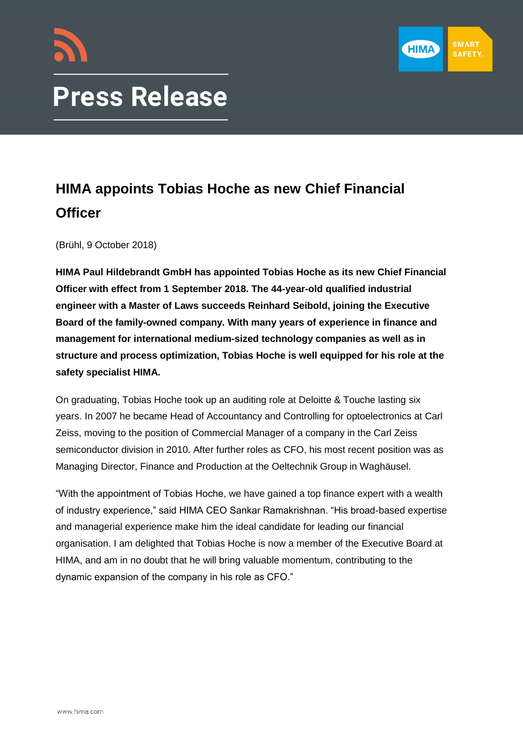# Press Release

## HIMA appoints Tobias Hoche as new Chief Financial Officer

(Brühl, 9 October 2018)

**HIMA Paul Hildebrandt GmbH has appointed Tobias Hoche as its new Chief Financial Officer with effect from 1 September 2018. The 44-year-old qualified industrial engineer with a Master of Laws succeeds Reinhard Seibold, joining the Executive Board of the family-owned company. With many years of experience in finance and management for international medium-sized technology companies as well as in structure and process optimization, Tobias Hoche is well equipped for his role at the safety specialist HIMA.**

On graduating, Tobias Hoche took up an auditing role at Deloitte & Touche lasting six years. In 2007 he became Head of Accountancy and Controlling for optoelectronics at Carl Zeiss, moving to the position of Commercial Manager of a company in the Carl Zeiss semiconductor division in 2010. After further roles as CFO, his most recent position was as Managing Director, Finance and Production at the Oeltechnik Group in Waghäusel.

"With the appointment of Tobias Hoche, we have gained a top finance expert with a wealth of industry experience," said HIMA CEO Sankar Ramakrishnan. "His broad-based expertise and managerial experience make him the ideal candidate for leading our financial organisation. I am delighted that Tobias Hoche is now a member of the Executive Board at HIMA, and am in no doubt that he will bring valuable momentum, contributing to the dynamic expansion of the company in his role as CFO."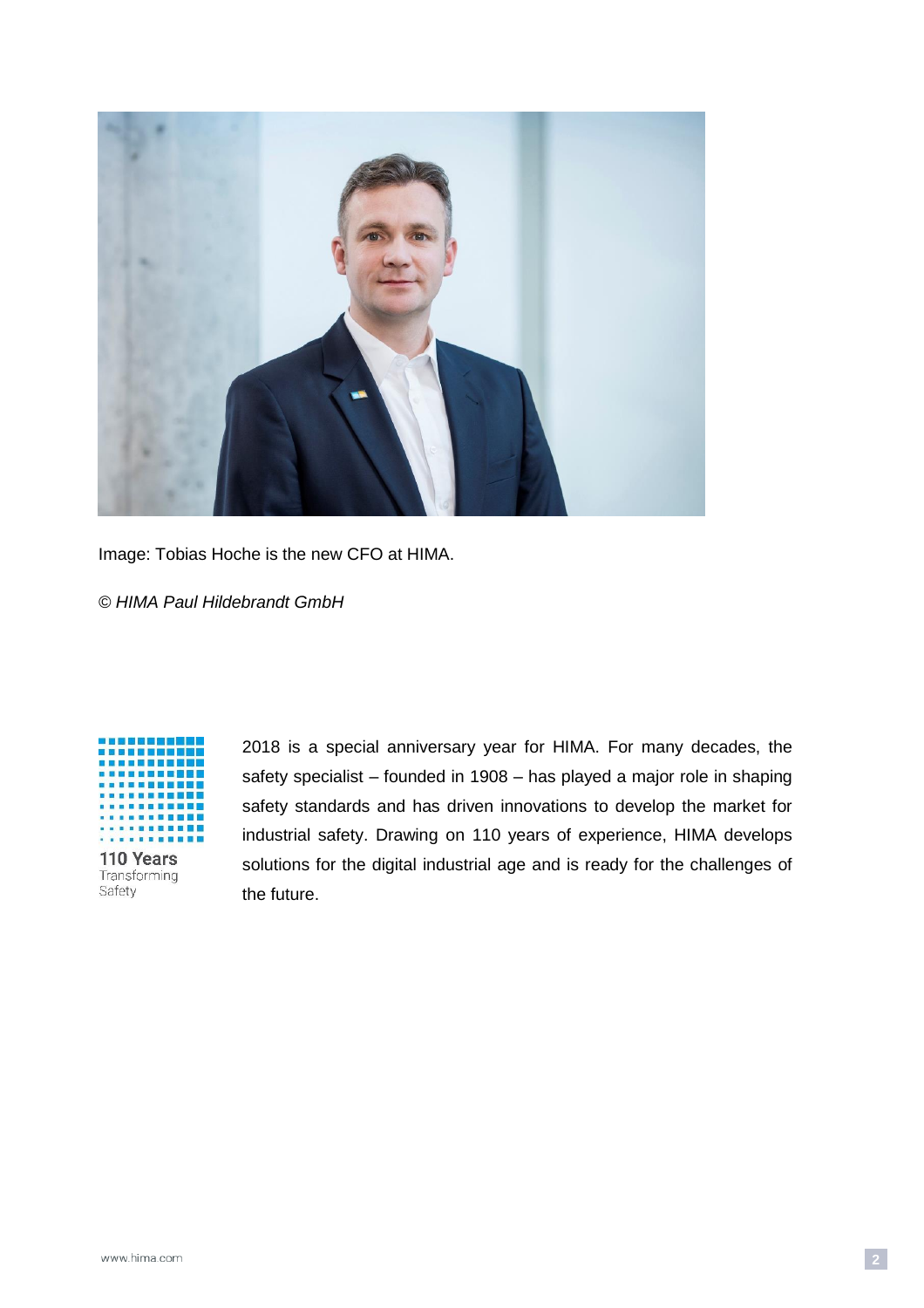Image: Tobias Hoche is the new CFO at HIMA.

*© HIMA Paul Hildebrandt GmbH*

110 Years
Transforming
Safety

2018 is a special anniversary year for HIMA. For many decades, the safety specialist – founded in 1908 – has played a major role in shaping safety standards and has driven innovations to develop the market for industrial safety. Drawing on 110 years of experience, HIMA develops solutions for the digital industrial age and is ready for the challenges of the future.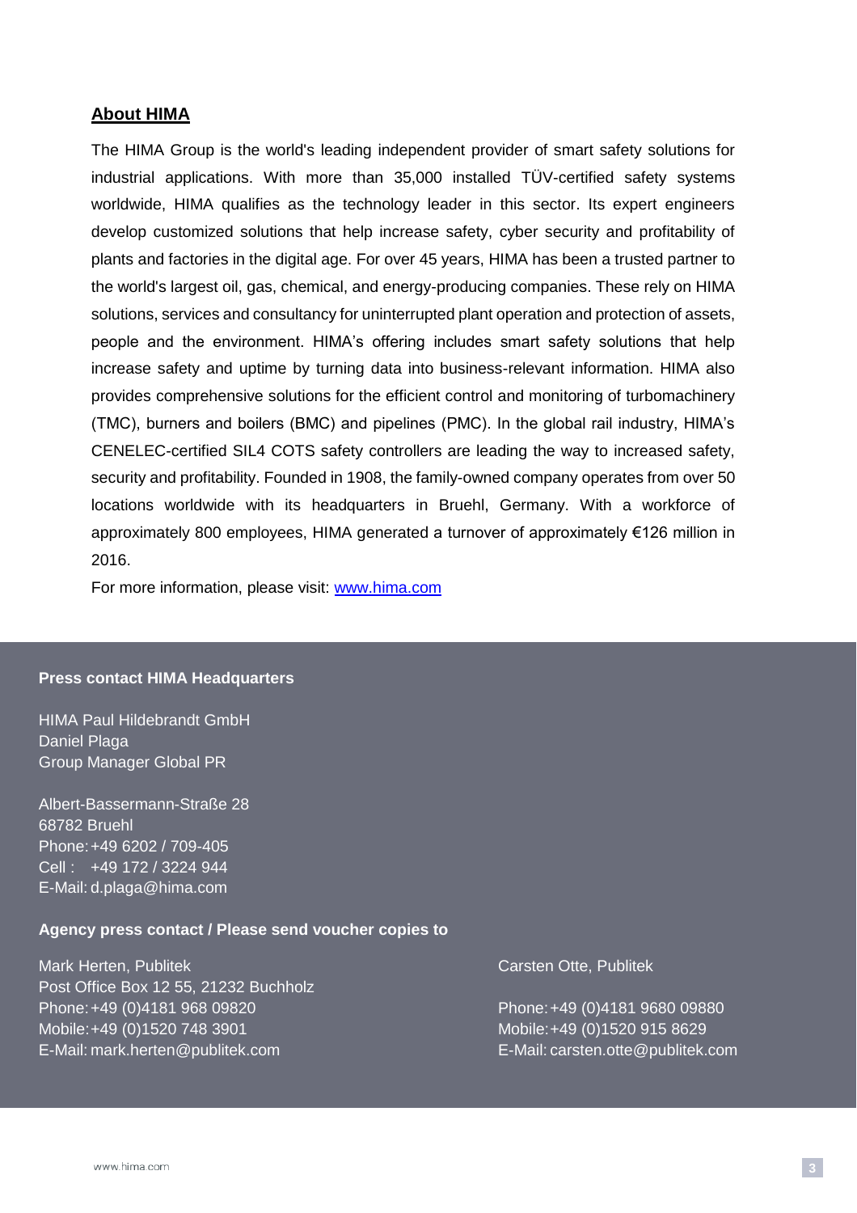## About HIMA

The HIMA Group is the world's leading independent provider of smart safety solutions for industrial applications. With more than 35,000 installed TÜV-certified safety systems worldwide, HIMA qualifies as the technology leader in this sector. Its expert engineers develop customized solutions that help increase safety, cyber security and profitability of plants and factories in the digital age. For over 45 years, HIMA has been a trusted partner to the world's largest oil, gas, chemical, and energy-producing companies. These rely on HIMA solutions, services and consultancy for uninterrupted plant operation and protection of assets, people and the environment. HIMA's offering includes smart safety solutions that help increase safety and uptime by turning data into business-relevant information. HIMA also provides comprehensive solutions for the efficient control and monitoring of turbomachinery (TMC), burners and boilers (BMC) and pipelines (PMC). In the global rail industry, HIMA's CENELEC-certified SIL4 COTS safety controllers are leading the way to increased safety, security and profitability. Founded in 1908, the family-owned company operates from over 50 locations worldwide with its headquarters in Bruehl, Germany. With a workforce of approximately 800 employees, HIMA generated a turnover of approximately €126 million in 2016.

For more information, please visit: [www.hima.com](http://www.hima.com)

**Press contact HIMA Headquarters**

HIMA Paul Hildebrandt GmbH
Daniel Plaga
Group Manager Global PR

Albert-Bassermann-Straße 28
68782 Bruehl
Phone: +49 6202 / 709-405
Cell : +49 172 / 3224 944
E-Mail: d.plaga@hima.com

**Agency press contact / Please send voucher copies to**

Mark Herten, Publitek
Post Office Box 12 55, 21232 Buchholz
Phone: +49 (0)4181 968 09820
Mobile: +49 (0)1520 748 3901
E-Mail: mark.herten@publitek.com

Carsten Otte, Publitek

Phone: +49 (0)4181 9680 09880
Mobile: +49 (0)1520 915 8629
E-Mail: carsten.otte@publitek.com